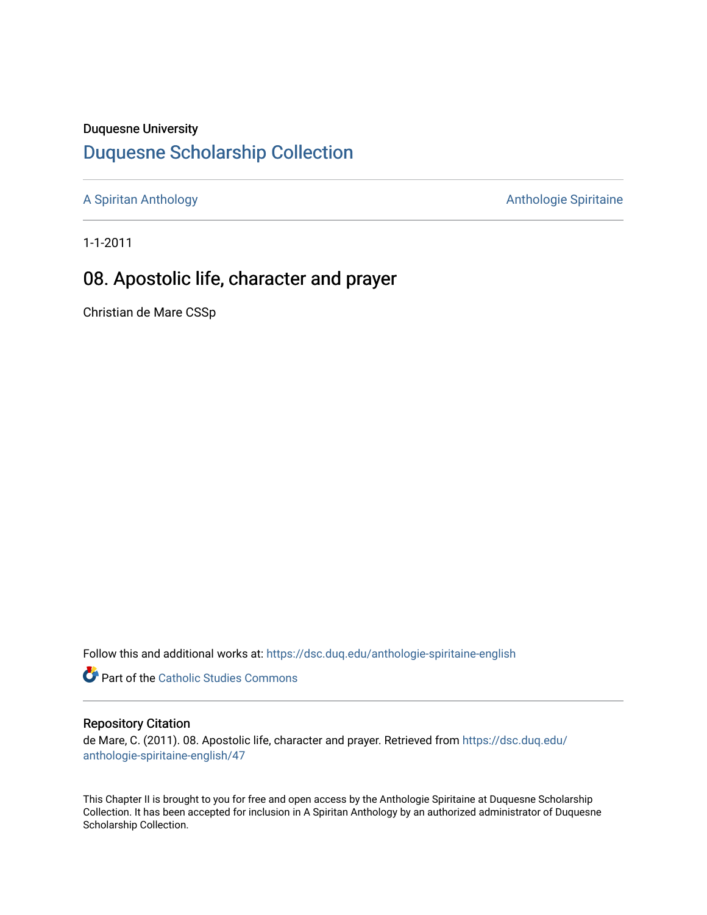Duquesne University

# Duquesne Scholarship Collection

A Spiritan Anthology | Anthologie Spiritaine

1-1-2011

## 08. Apostolic life, character and prayer

Christian de Mare CSSp

Follow this and additional works at: https://dsc.duq.edu/anthologie-spiritaine-english

Part of the Catholic Studies Commons

### Repository Citation

de Mare, C. (2011). 08. Apostolic life, character and prayer. Retrieved from https://dsc.duq.edu/anthologie-spiritaine-english/47

This Chapter II is brought to you for free and open access by the Anthologie Spiritaine at Duquesne Scholarship Collection. It has been accepted for inclusion in A Spiritan Anthology by an authorized administrator of Duquesne Scholarship Collection.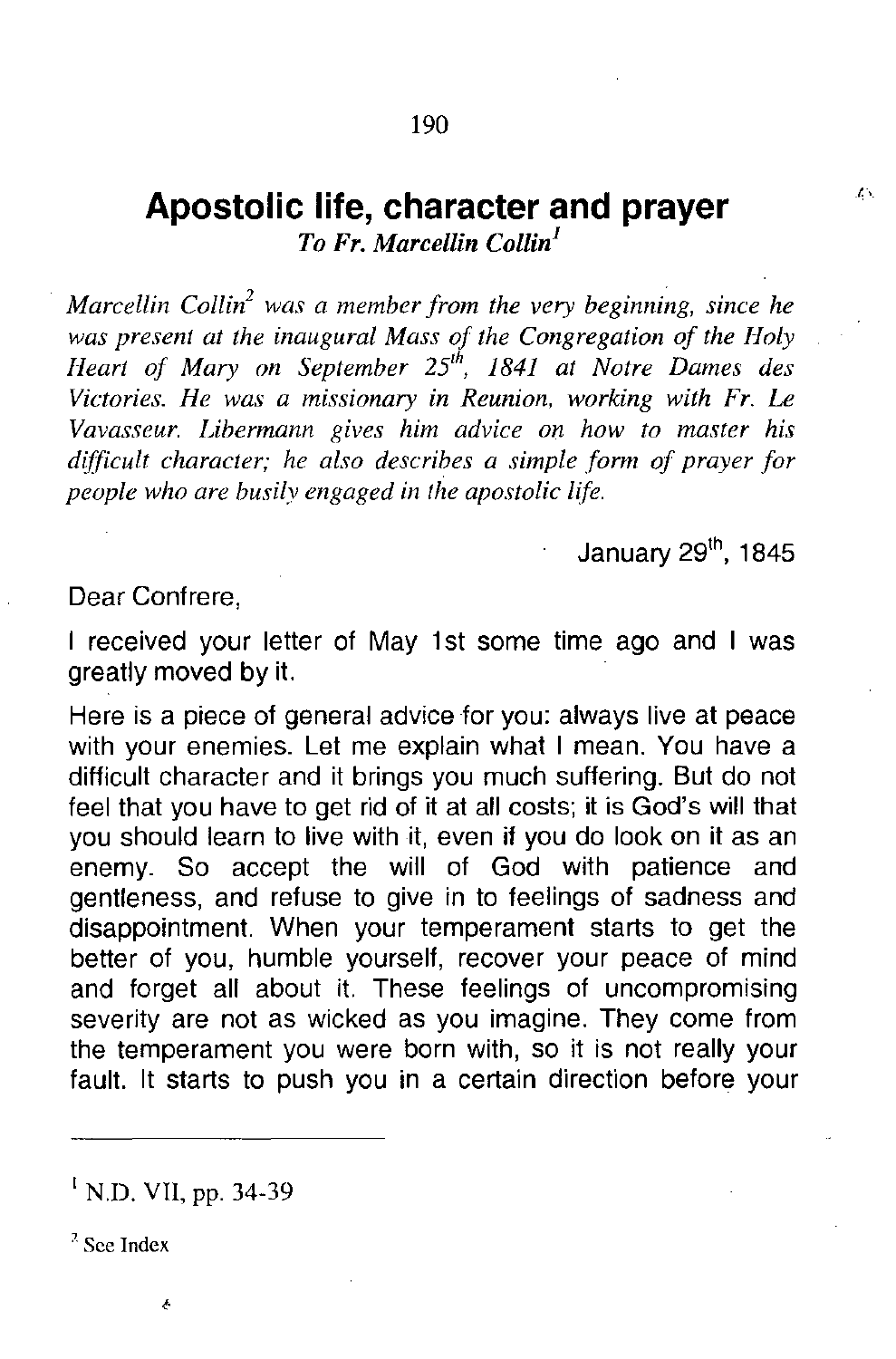# Apostolic life, character and prayer

*To Fr. Marcellin Collin*[1]

*Marcellin Collin*[2] *was a member from the very beginning, since he was present at the inaugural Mass of the Congregation of the Holy Heart of Mary on September 25th, 1841 at Notre Dames des Victories. He was a missionary in Reunion, working with Fr. Le Vavasseur. Libermann gives him advice on how to master his difficult character; he also describes a simple form of prayer for people who are busily engaged in the apostolic life.*

January 29th, 1845

Dear Confrere,

I received your letter of May 1st some time ago and I was greatly moved by it.

Here is a piece of general advice for you: always live at peace with your enemies. Let me explain what I mean. You have a difficult character and it brings you much suffering. But do not feel that you have to get rid of it at all costs; it is God's will that you should learn to live with it, even if you do look on it as an enemy. So accept the will of God with patience and gentleness, and refuse to give in to feelings of sadness and disappointment. When your temperament starts to get the better of you, humble yourself, recover your peace of mind and forget all about it. These feelings of uncompromising severity are not as wicked as you imagine. They come from the temperament you were born with, so it is not really your fault. It starts to push you in a certain direction before your

---

[1] N.D. VII, pp. 34-39

[2] See Index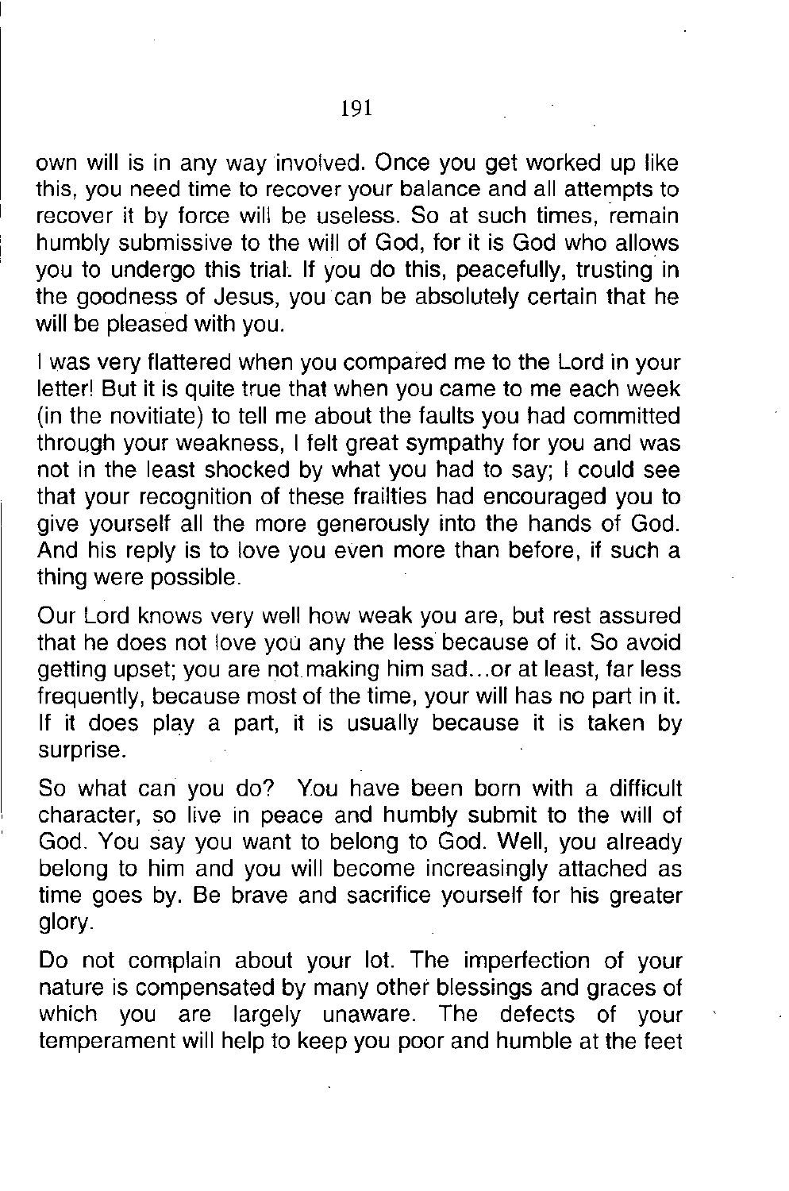own will is in any way involved. Once you get worked up like this, you need time to recover your balance and all attempts to recover it by force will be useless. So at such times, remain humbly submissive to the will of God, for it is God who allows you to undergo this trial. If you do this, peacefully, trusting in the goodness of Jesus, you can be absolutely certain that he will be pleased with you.

I was very flattered when you compared me to the Lord in your letter! But it is quite true that when you came to me each week (in the novitiate) to tell me about the faults you had committed through your weakness, I felt great sympathy for you and was not in the least shocked by what you had to say; I could see that your recognition of these frailties had encouraged you to give yourself all the more generously into the hands of God. And his reply is to love you even more than before, if such a thing were possible.

Our Lord knows very well how weak you are, but rest assured that he does not love you any the less because of it. So avoid getting upset; you are not making him sad...or at least, far less frequently, because most of the time, your will has no part in it. If it does play a part, it is usually because it is taken by surprise.

So what can you do? You have been born with a difficult character, so live in peace and humbly submit to the will of God. You say you want to belong to God. Well, you already belong to him and you will become increasingly attached as time goes by. Be brave and sacrifice yourself for his greater glory.

Do not complain about your lot. The imperfection of your nature is compensated by many other blessings and graces of which you are largely unaware. The defects of your temperament will help to keep you poor and humble at the feet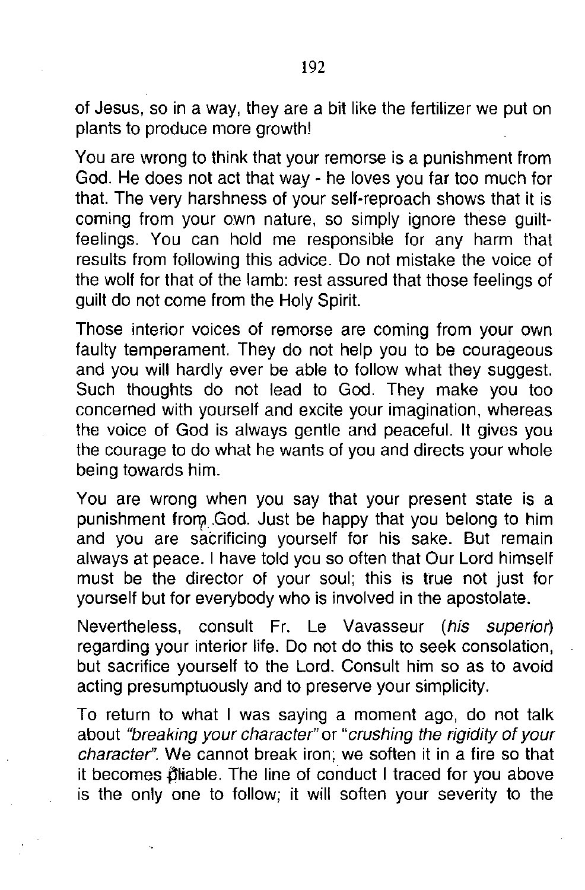of Jesus, so in a way, they are a bit like the fertilizer we put on plants to produce more growth!

You are wrong to think that your remorse is a punishment from God. He does not act that way - he loves you far too much for that. The very harshness of your self-reproach shows that it is coming from your own nature, so simply ignore these guilt-feelings. You can hold me responsible for any harm that results from following this advice. Do not mistake the voice of the wolf for that of the lamb: rest assured that those feelings of guilt do not come from the Holy Spirit.

Those interior voices of remorse are coming from your own faulty temperament. They do not help you to be courageous and you will hardly ever be able to follow what they suggest. Such thoughts do not lead to God. They make you too concerned with yourself and excite your imagination, whereas the voice of God is always gentle and peaceful. It gives you the courage to do what he wants of you and directs your whole being towards him.

You are wrong when you say that your present state is a punishment from God. Just be happy that you belong to him and you are sacrificing yourself for his sake. But remain always at peace. I have told you so often that Our Lord himself must be the director of your soul; this is true not just for yourself but for everybody who is involved in the apostolate.

Nevertheless, consult Fr. Le Vavasseur (*his superior*) regarding your interior life. Do not do this to seek consolation, but sacrifice yourself to the Lord. Consult him so as to avoid acting presumptuously and to preserve your simplicity.

To return to what I was saying a moment ago, do not talk about *"breaking your character"* or *"crushing the rigidity of your character"*. We cannot break iron; we soften it in a fire so that it becomes pliable. The line of conduct I traced for you above is the only one to follow; it will soften your severity to the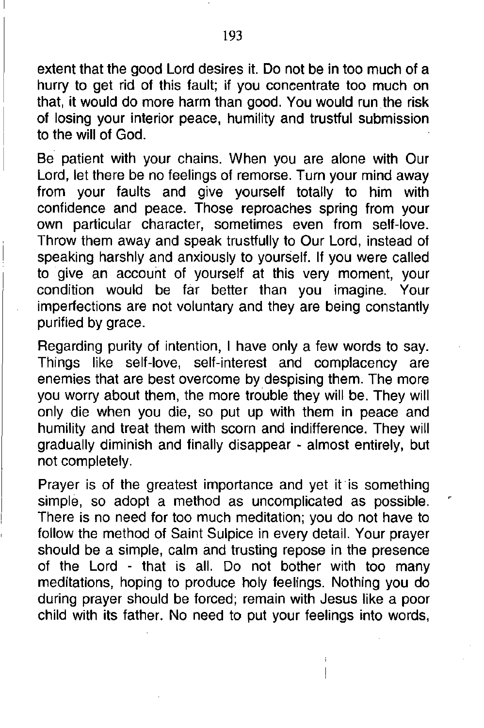extent that the good Lord desires it. Do not be in too much of a hurry to get rid of this fault; if you concentrate too much on that, it would do more harm than good. You would run the risk of losing your interior peace, humility and trustful submission to the will of God.

Be patient with your chains. When you are alone with Our Lord, let there be no feelings of remorse. Turn your mind away from your faults and give yourself totally to him with confidence and peace. Those reproaches spring from your own particular character, sometimes even from self-love. Throw them away and speak trustfully to Our Lord, instead of speaking harshly and anxiously to yourself. If you were called to give an account of yourself at this very moment, your condition would be far better than you imagine. Your imperfections are not voluntary and they are being constantly purified by grace.

Regarding purity of intention, I have only a few words to say. Things like self-love, self-interest and complacency are enemies that are best overcome by despising them. The more you worry about them, the more trouble they will be. They will only die when you die, so put up with them in peace and humility and treat them with scorn and indifference. They will gradually diminish and finally disappear - almost entirely, but not completely.

Prayer is of the greatest importance and yet it is something simple, so adopt a method as uncomplicated as possible. There is no need for too much meditation; you do not have to follow the method of Saint Sulpice in every detail. Your prayer should be a simple, calm and trusting repose in the presence of the Lord - that is all. Do not bother with too many meditations, hoping to produce holy feelings. Nothing you do during prayer should be forced; remain with Jesus like a poor child with its father. No need to put your feelings into words,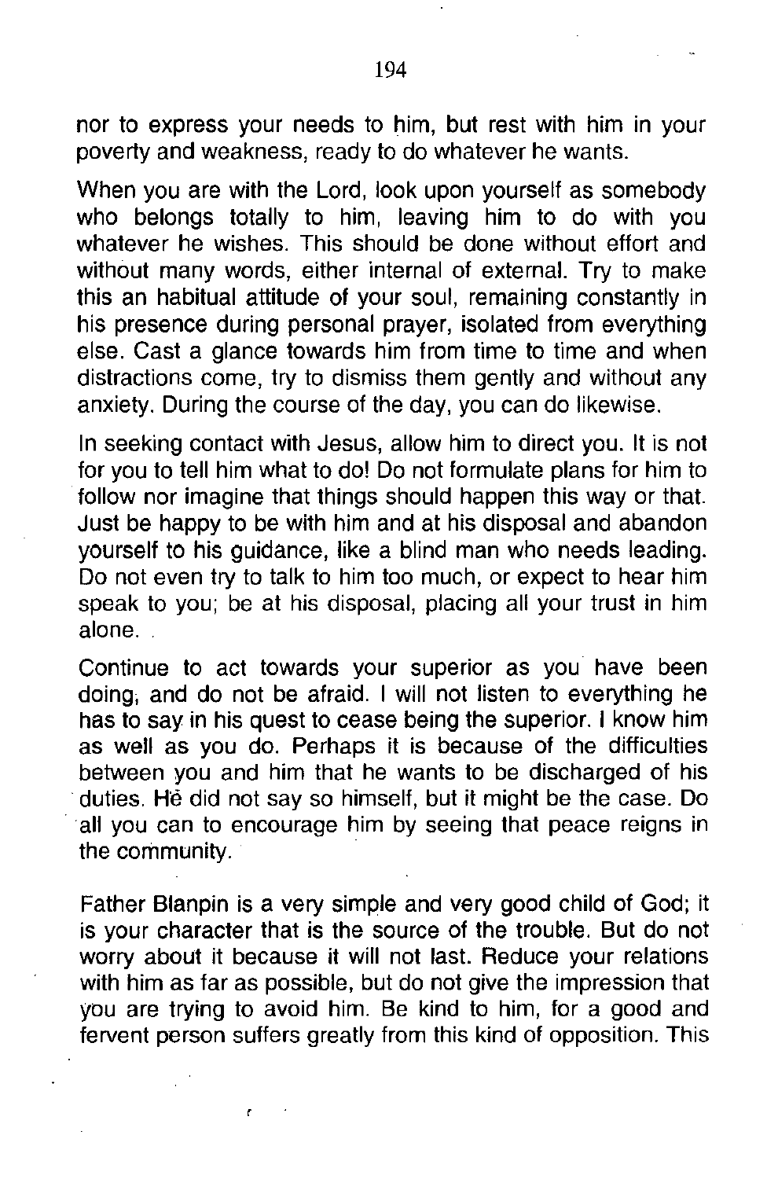nor to express your needs to him, but rest with him in your poverty and weakness, ready to do whatever he wants.

When you are with the Lord, look upon yourself as somebody who belongs totally to him, leaving him to do with you whatever he wishes. This should be done without effort and without many words, either internal of external. Try to make this an habitual attitude of your soul, remaining constantly in his presence during personal prayer, isolated from everything else. Cast a glance towards him from time to time and when distractions come, try to dismiss them gently and without any anxiety. During the course of the day, you can do likewise.

In seeking contact with Jesus, allow him to direct you. It is not for you to tell him what to do! Do not formulate plans for him to follow nor imagine that things should happen this way or that. Just be happy to be with him and at his disposal and abandon yourself to his guidance, like a blind man who needs leading. Do not even try to talk to him too much, or expect to hear him speak to you; be at his disposal, placing all your trust in him alone.

Continue to act towards your superior as you have been doing, and do not be afraid. I will not listen to everything he has to say in his quest to cease being the superior. I know him as well as you do. Perhaps it is because of the difficulties between you and him that he wants to be discharged of his duties. He did not say so himself, but it might be the case. Do all you can to encourage him by seeing that peace reigns in the community.

Father Blanpin is a very simple and very good child of God; it is your character that is the source of the trouble. But do not worry about it because it will not last. Reduce your relations with him as far as possible, but do not give the impression that you are trying to avoid him. Be kind to him, for a good and fervent person suffers greatly from this kind of opposition. This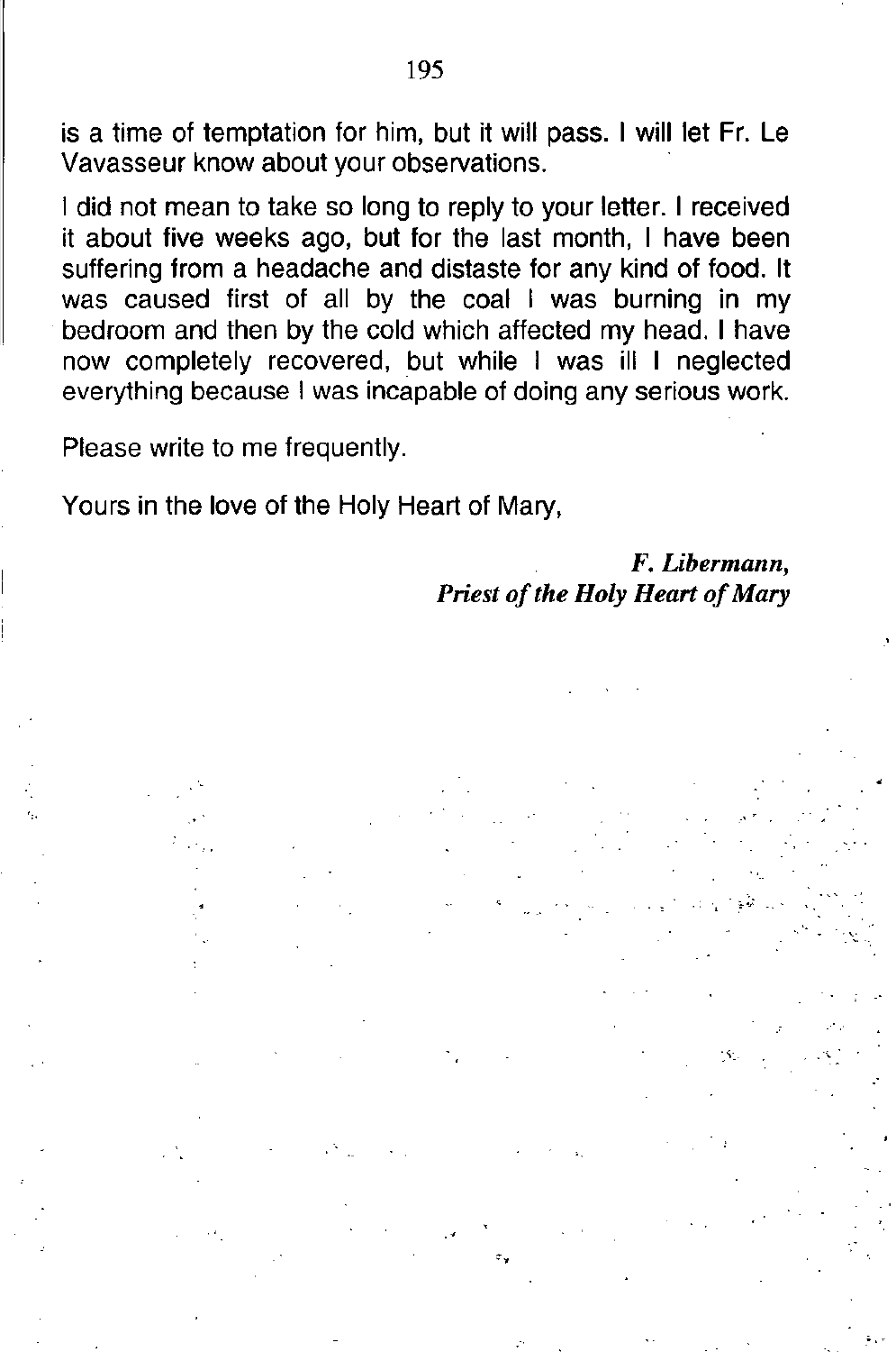is a time of temptation for him, but it will pass. I will let Fr. Le Vavasseur know about your observations.

I did not mean to take so long to reply to your letter. I received it about five weeks ago, but for the last month, I have been suffering from a headache and distaste for any kind of food. It was caused first of all by the coal I was burning in my bedroom and then by the cold which affected my head. I have now completely recovered, but while I was ill I neglected everything because I was incapable of doing any serious work.

Please write to me frequently.

Yours in the love of the Holy Heart of Mary,

***F. Libermann,***
***Priest of the Holy Heart of Mary***